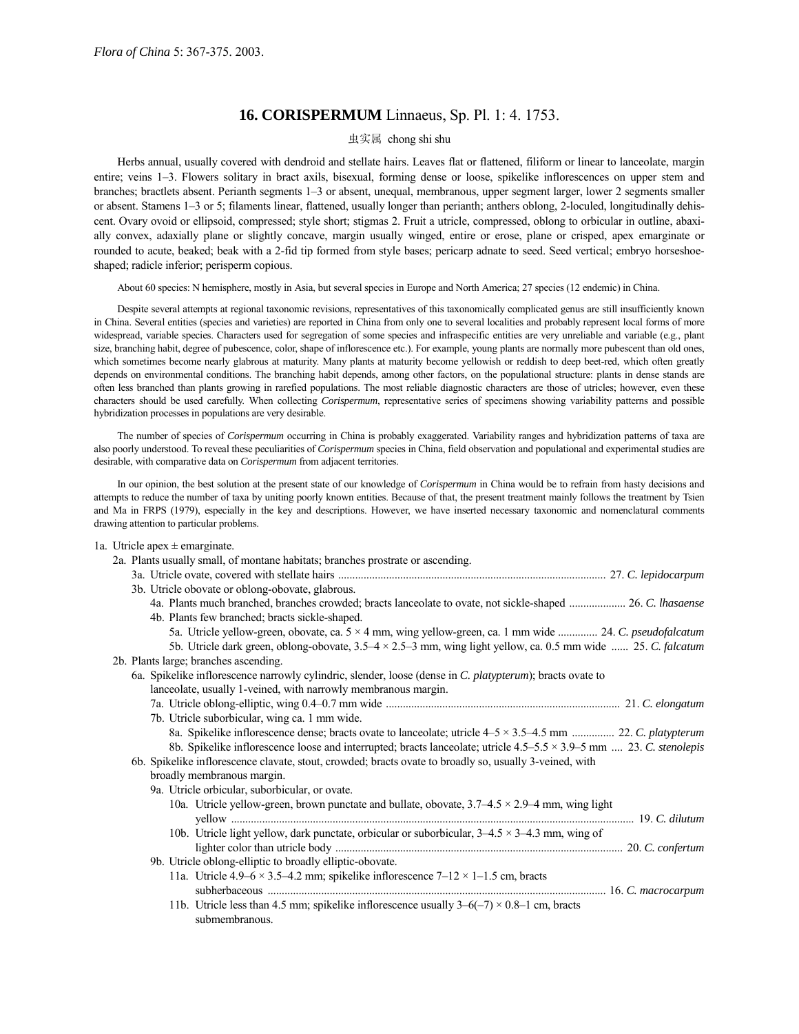*Flora of China* 5: 367-375. 2003.

# 16. CORISPERMUM Linnaeus, Sp. Pl. 1: 4. 1753.

虫实属 chong shi shu

Herbs annual, usually covered with dendroid and stellate hairs. Leaves flat or flattened, filiform or linear to lanceolate, margin entire; veins 1–3. Flowers solitary in bract axils, bisexual, forming dense or loose, spikelike inflorescences on upper stem and branches; bractlets absent. Perianth segments 1–3 or absent, unequal, membranous, upper segment larger, lower 2 segments smaller or absent. Stamens 1–3 or 5; filaments linear, flattened, usually longer than perianth; anthers oblong, 2-loculed, longitudinally dehiscent. Ovary ovoid or ellipsoid, compressed; style short; stigmas 2. Fruit a utricle, compressed, oblong to orbicular in outline, abaxially convex, adaxially plane or slightly concave, margin usually winged, entire or erose, plane or crisped, apex emarginate or rounded to acute, beaked; beak with a 2-fid tip formed from style bases; pericarp adnate to seed. Seed vertical; embryo horseshoe-shaped; radicle inferior; perisperm copious.

About 60 species: N hemisphere, mostly in Asia, but several species in Europe and North America; 27 species (12 endemic) in China.

Despite several attempts at regional taxonomic revisions, representatives of this taxonomically complicated genus are still insufficiently known in China. Several entities (species and varieties) are reported in China from only one to several localities and probably represent local forms of more widespread, variable species. Characters used for segregation of some species and infraspecific entities are very unreliable and variable (e.g., plant size, branching habit, degree of pubescence, color, shape of inflorescence etc.). For example, young plants are normally more pubescent than old ones, which sometimes become nearly glabrous at maturity. Many plants at maturity become yellowish or reddish to deep beet-red, which often greatly depends on environmental conditions. The branching habit depends, among other factors, on the populational structure: plants in dense stands are often less branched than plants growing in rarefied populations. The most reliable diagnostic characters are those of utricles; however, even these characters should be used carefully. When collecting *Corispermum*, representative series of specimens showing variability patterns and possible hybridization processes in populations are very desirable.

The number of species of *Corispermum* occurring in China is probably exaggerated. Variability ranges and hybridization patterns of taxa are also poorly understood. To reveal these peculiarities of *Corispermum* species in China, field observation and populational and experimental studies are desirable, with comparative data on *Corispermum* from adjacent territories.

In our opinion, the best solution at the present state of our knowledge of *Corispermum* in China would be to refrain from hasty decisions and attempts to reduce the number of taxa by uniting poorly known entities. Because of that, the present treatment mainly follows the treatment by Tsien and Ma in FRPS (1979), especially in the key and descriptions. However, we have inserted necessary taxonomic and nomenclatural comments drawing attention to particular problems.

1a. Utricle apex ± emarginate.
  2a. Plants usually small, of montane habitats; branches prostrate or ascending.
    3a. Utricle ovate, covered with stellate hairs .......... 27. *C. lepidocarpum*
    3b. Utricle obovate or oblong-obovate, glabrous.
      4a. Plants much branched, branches crowded; bracts lanceolate to ovate, not sickle-shaped .......... 26. *C. lhasaense*
      4b. Plants few branched; bracts sickle-shaped.
        5a. Utricle yellow-green, obovate, ca. 5 × 4 mm, wing yellow-green, ca. 1 mm wide .......... 24. *C. pseudofalcatum*
        5b. Utricle dark green, oblong-obovate, 3.5–4 × 2.5–3 mm, wing light yellow, ca. 0.5 mm wide ...... 25. *C. falcatum*
  2b. Plants large; branches ascending.
    6a. Spikelike inflorescence narrowly cylindric, slender, loose (dense in *C. platypterum*); bracts ovate to lanceolate, usually 1-veined, with narrowly membranous margin.
      7a. Utricle oblong-elliptic, wing 0.4–0.7 mm wide .......... 21. *C. elongatum*
      7b. Utricle suborbicular, wing ca. 1 mm wide.
        8a. Spikelike inflorescence dense; bracts ovate to lanceolate; utricle 4–5 × 3.5–4.5 mm .......... 22. *C. platypterum*
        8b. Spikelike inflorescence loose and interrupted; bracts lanceolate; utricle 4.5–5.5 × 3.9–5 mm .... 23. *C. stenolepis*
    6b. Spikelike inflorescence clavate, stout, crowded; bracts ovate to broadly so, usually 3-veined, with broadly membranous margin.
      9a. Utricle orbicular, suborbicular, or ovate.
        10a. Utricle yellow-green, brown punctate and bullate, obovate, 3.7–4.5 × 2.9–4 mm, wing light yellow .......... 19. *C. dilutum*
        10b. Utricle light yellow, dark punctate, orbicular or suborbicular, 3–4.5 × 3–4.3 mm, wing of lighter color than utricle body .......... 20. *C. confertum*
      9b. Utricle oblong-elliptic to broadly elliptic-obovate.
        11a. Utricle 4.9–6 × 3.5–4.2 mm; spikelike inflorescence 7–12 × 1–1.5 cm, bracts subherbaceous .......... 16. *C. macrocarpum*
        11b. Utricle less than 4.5 mm; spikelike inflorescence usually 3–6(–7) × 0.8–1 cm, bracts submembranous.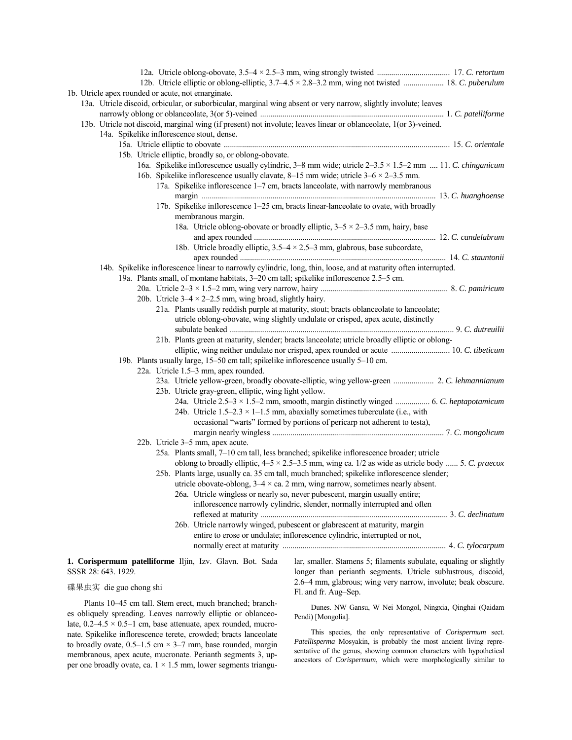12a. Utricle oblong-obovate, 3.5–4 × 2.5–3 mm, wing strongly twisted .................................... 17. *C. retortum*

12b. Utricle elliptic or oblong-elliptic, 3.7–4.5 × 2.8–3.2 mm, wing not twisted .................... 18. *C. puberulum*

1b. Utricle apex rounded or acute, not emarginate.

13a. Utricle discoid, orbicular, or suborbicular, marginal wing absent or very narrow, slightly involute; leaves narrowly oblong or oblanceolate, 3(or 5)-veined .......................................................................................... 1. *C. patelliforme*

13b. Utricle not discoid, marginal wing (if present) not involute; leaves linear or oblanceolate, 1(or 3)-veined.

14a. Spikelike inflorescence stout, dense.

15a. Utricle elliptic to obovate .............................................................................................................. 15. *C. orientale*

15b. Utricle elliptic, broadly so, or oblong-obovate.

16a. Spikelike inflorescence usually cylindric, 3–8 mm wide; utricle 2–3.5 × 1.5–2 mm .... 11. *C. chinganicum*

16b. Spikelike inflorescence usually clavate, 8–15 mm wide; utricle 3–6 × 2–3.5 mm.

17a. Spikelike inflorescence 1–7 cm, bracts lanceolate, with narrowly membranous margin .................................................................................................................. 13. *C. huanghoense*

17b. Spikelike inflorescence 1–25 cm, bracts linear-lanceolate to ovate, with broadly membranous margin.

18a. Utricle oblong-obovate or broadly elliptic, 3–5 × 2–3.5 mm, hairy, base and apex rounded ......................................................................................... 12. *C. candelabrum*

18b. Utricle broadly elliptic, 3.5–4 × 2.5–3 mm, glabrous, base subcordate, apex rounded ..................................................................................................... 14. *C. stauntonii*

14b. Spikelike inflorescence linear to narrowly cylindric, long, thin, loose, and at maturity often interrupted.

19a. Plants small, of montane habitats, 3–20 cm tall; spikelike inflorescence 2.5–5 cm.

20a. Utricle 2–3 × 1.5–2 mm, wing very narrow, hairy .............................................................. 8. *C. pamiricum*

20b. Utricle 3–4 × 2–2.5 mm, wing broad, slightly hairy.

21a. Plants usually reddish purple at maturity, stout; bracts oblanceolate to lanceolate; utricle oblong-obovate, wing slightly undulate or crisped, apex acute, distinctly subulate beaked ............................................................................................................. 9. *C. dutreuilii*

21b. Plants green at maturity, slender; bracts lanceolate; utricle broadly elliptic or oblong-elliptic, wing neither undulate nor crisped, apex rounded or acute ............................ 10. *C. tibeticum*

19b. Plants usually large, 15–50 cm tall; spikelike inflorescence usually 5–10 cm.

22a. Utricle 1.5–3 mm, apex rounded.

23a. Utricle yellow-green, broadly obovate-elliptic, wing yellow-green .................... 2. *C. lehmannianum*

23b. Utricle gray-green, elliptic, wing light yellow.

24a. Utricle 2.5–3 × 1.5–2 mm, smooth, margin distinctly winged ................. 6. *C. heptapotamicum*

24b. Utricle 1.5–2.3 × 1–1.5 mm, abaxially sometimes tuberculate (i.e., with occasional "warts" formed by portions of pericarp not adherent to testa), margin nearly wingless ..................................................................................... 7. *C. mongolicum*

22b. Utricle 3–5 mm, apex acute.

25a. Plants small, 7–10 cm tall, less branched; spikelike inflorescence broader; utricle oblong to broadly elliptic, 4–5 × 2.5–3.5 mm, wing ca. 1/2 as wide as utricle body ...... 5. *C. praecox*

25b. Plants large, usually ca. 35 cm tall, much branched; spikelike inflorescence slender; utricle obovate-oblong, 3–4 × ca. 2 mm, wing narrow, sometimes nearly absent.

26a. Utricle wingless or nearly so, never pubescent, margin usually entire; inflorescence narrowly cylindric, slender, normally interrupted and often reflexed at maturity ............................................................................................. 3. *C. declinatum*

26b. Utricle narrowly winged, pubescent or glabrescent at maturity, margin entire to erose or undulate; inflorescence cylindric, interrupted or not, normally erect at maturity ................................................................................ 4. *C. tylocarpum*

**1. Corispermum patelliforme** Iljin, Izv. Glavn. Bot. Sada SSSR 28: 643. 1929.

碟果虫实 die guo chong shi

Plants 10–45 cm tall. Stem erect, much branched; branches obliquely spreading. Leaves narrowly elliptic or oblanceolate, 0.2–4.5 × 0.5–1 cm, base attenuate, apex rounded, mucronate. Spikelike inflorescence terete, crowded; bracts lanceolate to broadly ovate, 0.5–1.5 cm × 3–7 mm, base rounded, margin membranous, apex acute, mucronate. Perianth segments 3, upper one broadly ovate, ca. 1 × 1.5 mm, lower segments triangular, smaller. Stamens 5; filaments subulate, equaling or slightly longer than perianth segments. Utricle sublustrous, discoid, 2.6–4 mm, glabrous; wing very narrow, involute; beak obscure. Fl. and fr. Aug–Sep.

Dunes. NW Gansu, W Nei Mongol, Ningxia, Qinghai (Qaidam Pendi) [Mongolia].

This species, the only representative of *Corispermum* sect. *Patellisperma* Mosyakin, is probably the most ancient living representative of the genus, showing common characters with hypothetical ancestors of *Corispermum*, which were morphologically similar to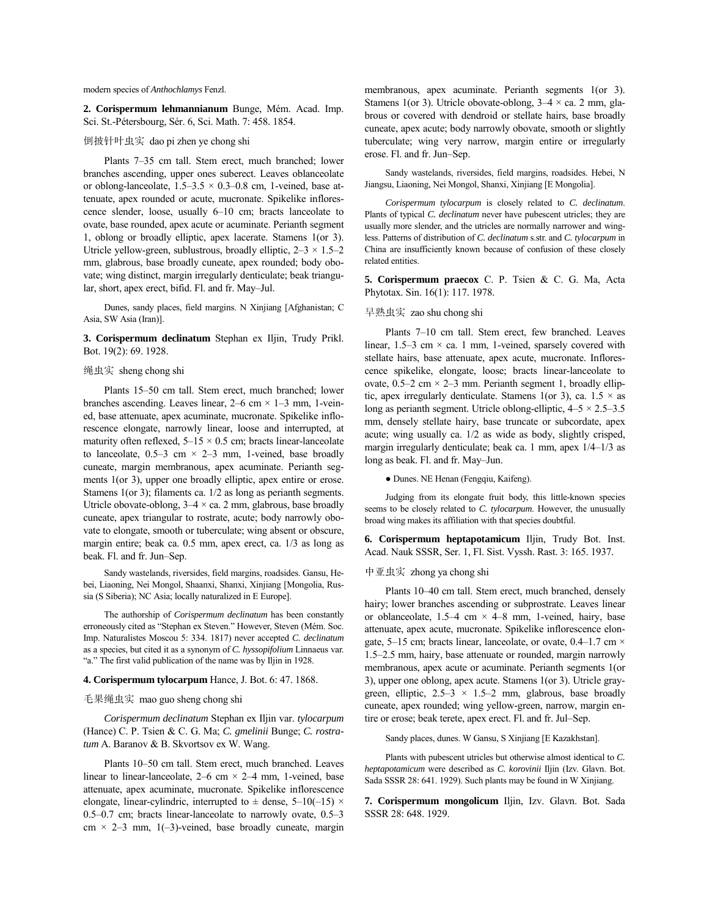modern species of *Anthochlamys* Fenzl.

**2. Corispermum lehmannianum** Bunge, Mém. Acad. Imp. Sci. St.-Pétersbourg, Sér. 6, Sci. Math. 7: 458. 1854.

倒披针叶虫实 dao pi zhen ye chong shi

Plants 7–35 cm tall. Stem erect, much branched; lower branches ascending, upper ones suberect. Leaves oblanceolate or oblong-lanceolate, 1.5–3.5 × 0.3–0.8 cm, 1-veined, base attenuate, apex rounded or acute, mucronate. Spikelike inflorescence slender, loose, usually 6–10 cm; bracts lanceolate to ovate, base rounded, apex acute or acuminate. Perianth segment 1, oblong or broadly elliptic, apex lacerate. Stamens 1(or 3). Utricle yellow-green, sublustrous, broadly elliptic, 2–3 × 1.5–2 mm, glabrous, base broadly cuneate, apex rounded; body obovate; wing distinct, margin irregularly denticulate; beak triangular, short, apex erect, bifid. Fl. and fr. May–Jul.

Dunes, sandy places, field margins. N Xinjiang [Afghanistan; C Asia, SW Asia (Iran)].

**3. Corispermum declinatum** Stephan ex Iljin, Trudy Prikl. Bot. 19(2): 69. 1928.

绳虫实 sheng chong shi

Plants 15–50 cm tall. Stem erect, much branched; lower branches ascending. Leaves linear, 2–6 cm × 1–3 mm, 1-veined, base attenuate, apex acuminate, mucronate. Spikelike inflorescence elongate, narrowly linear, loose and interrupted, at maturity often reflexed, 5–15 × 0.5 cm; bracts linear-lanceolate to lanceolate, 0.5–3 cm × 2–3 mm, 1-veined, base broadly cuneate, margin membranous, apex acuminate. Perianth segments 1(or 3), upper one broadly elliptic, apex entire or erose. Stamens 1(or 3); filaments ca. 1/2 as long as perianth segments. Utricle obovate-oblong, 3–4 × ca. 2 mm, glabrous, base broadly cuneate, apex triangular to rostrate, acute; body narrowly obovate to elongate, smooth or tuberculate; wing absent or obscure, margin entire; beak ca. 0.5 mm, apex erect, ca. 1/3 as long as beak. Fl. and fr. Jun–Sep.

Sandy wastelands, riversides, field margins, roadsides. Gansu, Hebei, Liaoning, Nei Mongol, Shaanxi, Shanxi, Xinjiang [Mongolia, Russia (S Siberia); NC Asia; locally naturalized in E Europe].

The authorship of *Corispermum declinatum* has been constantly erroneously cited as "Stephan ex Steven." However, Steven (Mém. Soc. Imp. Naturalistes Moscou 5: 334. 1817) never accepted *C. declinatum* as a species, but cited it as a synonym of *C. hyssopifolium* Linnaeus var. "a." The first valid publication of the name was by Iljin in 1928.

**4. Corispermum tylocarpum** Hance, J. Bot. 6: 47. 1868.

毛果绳虫实 mao guo sheng chong shi

*Corispermum declinatum* Stephan ex Iljin var. *tylocarpum* (Hance) C. P. Tsien & C. G. Ma; *C. gmelinii* Bunge; *C. rostratum* A. Baranov & B. Skvortsov ex W. Wang.

Plants 10–50 cm tall. Stem erect, much branched. Leaves linear to linear-lanceolate, 2–6 cm × 2–4 mm, 1-veined, base attenuate, apex acuminate, mucronate. Spikelike inflorescence elongate, linear-cylindric, interrupted to ± dense, 5–10(–15) × 0.5–0.7 cm; bracts linear-lanceolate to narrowly ovate, 0.5–3 cm × 2–3 mm, 1(–3)-veined, base broadly cuneate, margin membranous, apex acuminate. Perianth segments 1(or 3). Stamens 1(or 3). Utricle obovate-oblong, 3–4 × ca. 2 mm, glabrous or covered with dendroid or stellate hairs, base broadly cuneate, apex acute; body narrowly obovate, smooth or slightly tuberculate; wing very narrow, margin entire or irregularly erose. Fl. and fr. Jun–Sep.

Sandy wastelands, riversides, field margins, roadsides. Hebei, N Jiangsu, Liaoning, Nei Mongol, Shanxi, Xinjiang [E Mongolia].

*Corispermum tylocarpum* is closely related to *C. declinatum*. Plants of typical *C. declinatum* never have pubescent utricles; they are usually more slender, and the utricles are normally narrower and wingless. Patterns of distribution of *C. declinatum* s.str. and *C. tylocarpum* in China are insufficiently known because of confusion of these closely related entities.

**5. Corispermum praecox** C. P. Tsien & C. G. Ma, Acta Phytotax. Sin. 16(1): 117. 1978.

早熟虫实 zao shu chong shi

Plants 7–10 cm tall. Stem erect, few branched. Leaves linear, 1.5–3 cm × ca. 1 mm, 1-veined, sparsely covered with stellate hairs, base attenuate, apex acute, mucronate. Inflorescence spikelike, elongate, loose; bracts linear-lanceolate to ovate, 0.5–2 cm × 2–3 mm. Perianth segment 1, broadly elliptic, apex irregularly denticulate. Stamens 1(or 3), ca. 1.5 × as long as perianth segment. Utricle oblong-elliptic, 4–5 × 2.5–3.5 mm, densely stellate hairy, base truncate or subcordate, apex acute; wing usually ca. 1/2 as wide as body, slightly crisped, margin irregularly denticulate; beak ca. 1 mm, apex 1/4–1/3 as long as beak. Fl. and fr. May–Jun.

● Dunes. NE Henan (Fengqiu, Kaifeng).

Judging from its elongate fruit body, this little-known species seems to be closely related to *C. tylocarpum*. However, the unusually broad wing makes its affiliation with that species doubtful.

**6. Corispermum heptapotamicum** Iljin, Trudy Bot. Inst. Acad. Nauk SSSR, Ser. 1, Fl. Sist. Vyssh. Rast. 3: 165. 1937.

中亚虫实 zhong ya chong shi

Plants 10–40 cm tall. Stem erect, much branched, densely hairy; lower branches ascending or subprostrate. Leaves linear or oblanceolate, 1.5–4 cm × 4–8 mm, 1-veined, hairy, base attenuate, apex acute, mucronate. Spikelike inflorescence elongate, 5–15 cm; bracts linear, lanceolate, or ovate, 0.4–1.7 cm × 1.5–2.5 mm, hairy, base attenuate or rounded, margin narrowly membranous, apex acute or acuminate. Perianth segments 1(or 3), upper one oblong, apex acute. Stamens 1(or 3). Utricle gray-green, elliptic, 2.5–3 × 1.5–2 mm, glabrous, base broadly cuneate, apex rounded; wing yellow-green, narrow, margin entire or erose; beak terete, apex erect. Fl. and fr. Jul–Sep.

Sandy places, dunes. W Gansu, S Xinjiang [E Kazakhstan].

Plants with pubescent utricles but otherwise almost identical to *C. heptapotamicum* were described as *C. korovinii* Iljin (Izv. Glavn. Bot. Sada SSSR 28: 641. 1929). Such plants may be found in W Xinjiang.

**7. Corispermum mongolicum** Iljin, Izv. Glavn. Bot. Sada SSSR 28: 648. 1929.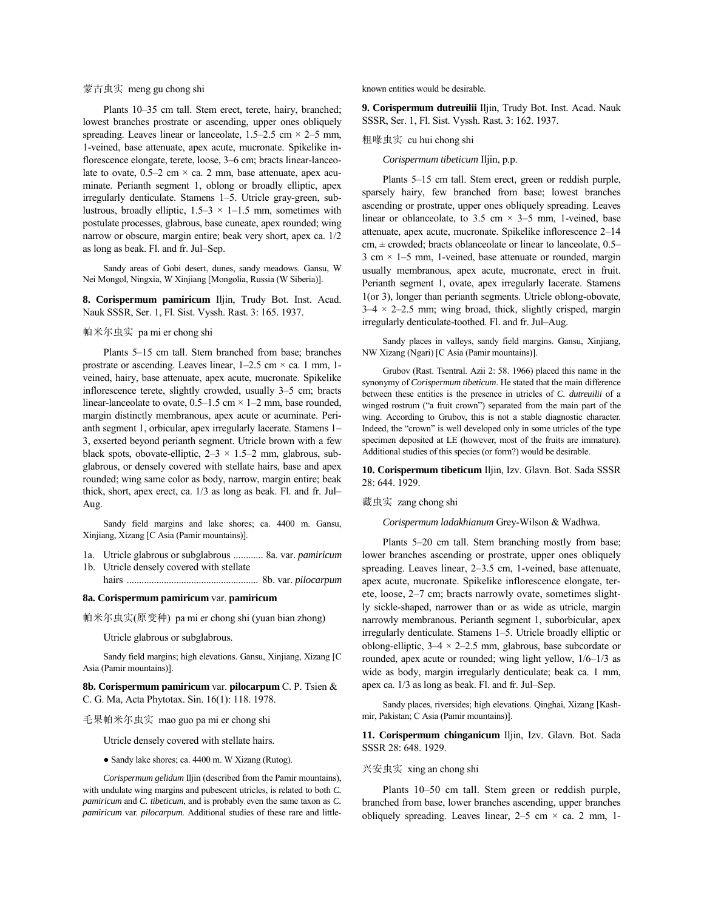蒙古虫实 meng gu chong shi

Plants 10–35 cm tall. Stem erect, terete, hairy, branched; lowest branches prostrate or ascending, upper ones obliquely spreading. Leaves linear or lanceolate, 1.5–2.5 cm × 2–5 mm, 1-veined, base attenuate, apex acute, mucronate. Spikelike inflorescence elongate, terete, loose, 3–6 cm; bracts linear-lanceolate to ovate, 0.5–2 cm × ca. 2 mm, base attenuate, apex acuminate. Perianth segment 1, oblong or broadly elliptic, apex irregularly denticulate. Stamens 1–5. Utricle gray-green, sublustrous, broadly elliptic, 1.5–3 × 1–1.5 mm, sometimes with postulate processes, glabrous, base cuneate, apex rounded; wing narrow or obscure, margin entire; beak very short, apex ca. 1/2 as long as beak. Fl. and fr. Jul–Sep.

Sandy areas of Gobi desert, dunes, sandy meadows. Gansu, W Nei Mongol, Ningxia, W Xinjiang [Mongolia, Russia (W Siberia)].

**8. Corispermum pamiricum** Iljin, Trudy Bot. Inst. Acad. Nauk SSSR, Ser. 1, Fl. Sist. Vyssh. Rast. 3: 165. 1937.

帕米尔虫实 pa mi er chong shi

Plants 5–15 cm tall. Stem branched from base; branches prostrate or ascending. Leaves linear, 1–2.5 cm × ca. 1 mm, 1-veined, hairy, base attenuate, apex acute, mucronate. Spikelike inflorescence terete, slightly crowded, usually 3–5 cm; bracts linear-lanceolate to ovate, 0.5–1.5 cm × 1–2 mm, base rounded, margin distinctly membranous, apex acute or acuminate. Perianth segment 1, orbicular, apex irregularly lacerate. Stamens 1–3, exserted beyond perianth segment. Utricle brown with a few black spots, obovate-elliptic, 2–3 × 1.5–2 mm, glabrous, subglabrous, or densely covered with stellate hairs, base and apex rounded; wing same color as body, narrow, margin entire; beak thick, short, apex erect, ca. 1/3 as long as beak. Fl. and fr. Jul–Aug.

Sandy field margins and lake shores; ca. 4400 m. Gansu, Xinjiang, Xizang [C Asia (Pamir mountains)].

1a. Utricle glabrous or subglabrous ............ 8a. var. *pamiricum*
1b. Utricle densely covered with stellate hairs ..................................................... 8b. var. *pilocarpum*

**8a. Corispermum pamiricum** var. **pamiricum**

帕米尔虫实(原变种) pa mi er chong shi (yuan bian zhong)

Utricle glabrous or subglabrous.

Sandy field margins; high elevations. Gansu, Xinjiang, Xizang [C Asia (Pamir mountains)].

**8b. Corispermum pamiricum** var. **pilocarpum** C. P. Tsien & C. G. Ma, Acta Phytotax. Sin. 16(1): 118. 1978.

毛果帕米尔虫实 mao guo pa mi er chong shi

Utricle densely covered with stellate hairs.

● Sandy lake shores; ca. 4400 m. W Xizang (Rutog).

*Corispermum gelidum* Iljin (described from the Pamir mountains), with undulate wing margins and pubescent utricles, is related to both *C. pamiricum* and *C. tibeticum*, and is probably even the same taxon as *C. pamiricum* var. *pilocarpum*. Additional studies of these rare and little-known entities would be desirable.

**9. Corispermum dutreuilii** Iljin, Trudy Bot. Inst. Acad. Nauk SSSR, Ser. 1, Fl. Sist. Vyssh. Rast. 3: 162. 1937.

粗喙虫实 cu hui chong shi

*Corispermum tibeticum* Iljin, p.p.

Plants 5–15 cm tall. Stem erect, green or reddish purple, sparsely hairy, few branched from base; lowest branches ascending or prostrate, upper ones obliquely spreading. Leaves linear or oblanceolate, to 3.5 cm × 3–5 mm, 1-veined, base attenuate, apex acute, mucronate. Spikelike inflorescence 2–14 cm, ± crowded; bracts oblanceolate or linear to lanceolate, 0.5–3 cm × 1–5 mm, 1-veined, base attenuate or rounded, margin usually membranous, apex acute, mucronate, erect in fruit. Perianth segment 1, ovate, apex irregularly lacerate. Stamens 1(or 3), longer than perianth segments. Utricle oblong-obovate, 3–4 × 2–2.5 mm; wing broad, thick, slightly crisped, margin irregularly denticulate-toothed. Fl. and fr. Jul–Aug.

Sandy places in valleys, sandy field margins. Gansu, Xinjiang, NW Xizang (Ngari) [C Asia (Pamir mountains)].

Grubov (Rast. Tsentral. Azii 2: 58. 1966) placed this name in the synonymy of *Corispermum tibeticum*. He stated that the main difference between these entities is the presence in utricles of *C. dutreuilii* of a winged rostrum ("a fruit crown") separated from the main part of the wing. According to Grubov, this is not a stable diagnostic character. Indeed, the "crown" is well developed only in some utricles of the type specimen deposited at LE (however, most of the fruits are immature). Additional studies of this species (or form?) would be desirable.

**10. Corispermum tibeticum** Iljin, Izv. Glavn. Bot. Sada SSSR 28: 644. 1929.

藏虫实 zang chong shi

*Corispermum ladakhianum* Grey-Wilson & Wadhwa.

Plants 5–20 cm tall. Stem branching mostly from base; lower branches ascending or prostrate, upper ones obliquely spreading. Leaves linear, 2–3.5 cm, 1-veined, base attenuate, apex acute, mucronate. Spikelike inflorescence elongate, terete, loose, 2–7 cm; bracts narrowly ovate, sometimes slightly sickle-shaped, narrower than or as wide as utricle, margin narrowly membranous. Perianth segment 1, suborbicular, apex irregularly denticulate. Stamens 1–5. Utricle broadly elliptic or oblong-elliptic, 3–4 × 2–2.5 mm, glabrous, base subcordate or rounded, apex acute or rounded; wing light yellow, 1/6–1/3 as wide as body, margin irregularly denticulate; beak ca. 1 mm, apex ca. 1/3 as long as beak. Fl. and fr. Jul–Sep.

Sandy places, riversides; high elevations. Qinghai, Xizang [Kashmir, Pakistan; C Asia (Pamir mountains)].

**11. Corispermum chinganicum** Iljin, Izv. Glavn. Bot. Sada SSSR 28: 648. 1929.

兴安虫实 xing an chong shi

Plants 10–50 cm tall. Stem green or reddish purple, branched from base, lower branches ascending, upper branches obliquely spreading. Leaves linear, 2–5 cm × ca. 2 mm, 1-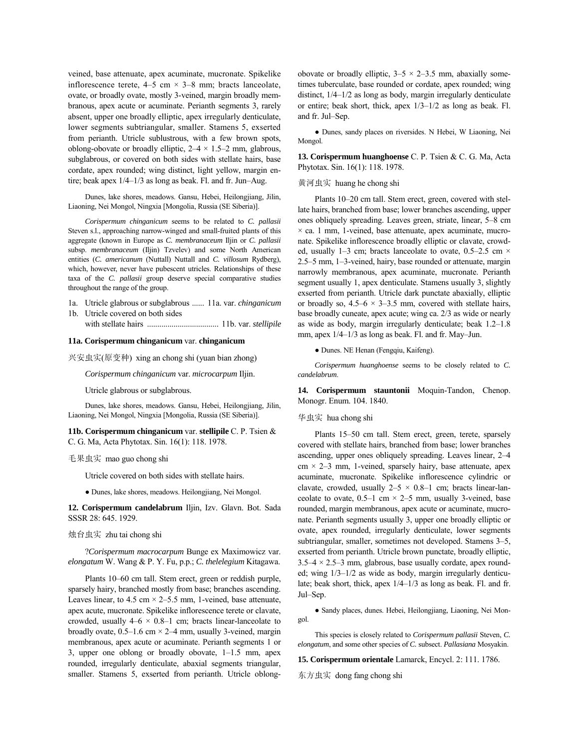veined, base attenuate, apex acuminate, mucronate. Spikelike inflorescence terete, 4–5 cm × 3–8 mm; bracts lanceolate, ovate, or broadly ovate, mostly 3-veined, margin broadly membranous, apex acute or acuminate. Perianth segments 3, rarely absent, upper one broadly elliptic, apex irregularly denticulate, lower segments subtriangular, smaller. Stamens 5, exserted from perianth. Utricle sublustrous, with a few brown spots, oblong-obovate or broadly elliptic, 2–4 × 1.5–2 mm, glabrous, subglabrous, or covered on both sides with stellate hairs, base cordate, apex rounded; wing distinct, light yellow, margin entire; beak apex 1/4–1/3 as long as beak. Fl. and fr. Jun–Aug.

Dunes, lake shores, meadows. Gansu, Hebei, Heilongjiang, Jilin, Liaoning, Nei Mongol, Ningxia [Mongolia, Russia (SE Siberia)].

*Corispermum chinganicum* seems to be related to *C. pallasii* Steven s.l., approaching narrow-winged and small-fruited plants of this aggregate (known in Europe as *C. membranaceum* Iljin or *C. pallasii* subsp. *membranaceum* (Iljin) Tzvelev) and some North American entities (*C. americanum* (Nuttall) Nuttall and *C. villosum* Rydberg), which, however, never have pubescent utricles. Relationships of these taxa of the *C. pallasii* group deserve special comparative studies throughout the range of the group.

1a. Utricle glabrous or subglabrous ...... 11a. var. *chinganicum*
1b. Utricle covered on both sides with stellate hairs .................................. 11b. var. *stellipile*

**11a. Corispermum chinganicum** var. **chinganicum**

兴安虫实(原变种) xing an chong shi (yuan bian zhong)

*Corispermum chinganicum* var. *microcarpum* Iljin.

Utricle glabrous or subglabrous.

Dunes, lake shores, meadows. Gansu, Hebei, Heilongjiang, Jilin, Liaoning, Nei Mongol, Ningxia [Mongolia, Russia (SE Siberia)].

**11b. Corispermum chinganicum** var. **stellipile** C. P. Tsien & C. G. Ma, Acta Phytotax. Sin. 16(1): 118. 1978.

毛果虫实 mao guo chong shi

Utricle covered on both sides with stellate hairs.

● Dunes, lake shores, meadows. Heilongjiang, Nei Mongol.

**12. Corispermum candelabrum** Iljin, Izv. Glavn. Bot. Sada SSSR 28: 645. 1929.

烛台虫实 zhu tai chong shi

?*Corispermum macrocarpum* Bunge ex Maximowicz var. *elongatum* W. Wang & P. Y. Fu, p.p.; *C. thelelegium* Kitagawa.

Plants 10–60 cm tall. Stem erect, green or reddish purple, sparsely hairy, branched mostly from base; branches ascending. Leaves linear, to 4.5 cm × 2–5.5 mm, 1-veined, base attenuate, apex acute, mucronate. Spikelike inflorescence terete or clavate, crowded, usually 4–6 × 0.8–1 cm; bracts linear-lanceolate to broadly ovate, 0.5–1.6 cm × 2–4 mm, usually 3-veined, margin membranous, apex acute or acuminate. Perianth segments 1 or 3, upper one oblong or broadly obovate, 1–1.5 mm, apex rounded, irregularly denticulate, abaxial segments triangular, smaller. Stamens 5, exserted from perianth. Utricle oblong-obovate or broadly elliptic, 3–5 × 2–3.5 mm, abaxially sometimes tuberculate, base rounded or cordate, apex rounded; wing distinct, 1/4–1/2 as long as body, margin irregularly denticulate or entire; beak short, thick, apex 1/3–1/2 as long as beak. Fl. and fr. Jul–Sep.

● Dunes, sandy places on riversides. N Hebei, W Liaoning, Nei Mongol.

**13. Corispermum huanghoense** C. P. Tsien & C. G. Ma, Acta Phytotax. Sin. 16(1): 118. 1978.

黄河虫实 huang he chong shi

Plants 10–20 cm tall. Stem erect, green, covered with stellate hairs, branched from base; lower branches ascending, upper ones obliquely spreading. Leaves green, striate, linear, 5–8 cm × ca. 1 mm, 1-veined, base attenuate, apex acuminate, mucronate. Spikelike inflorescence broadly elliptic or clavate, crowded, usually 1–3 cm; bracts lanceolate to ovate, 0.5–2.5 cm × 2.5–5 mm, 1–3-veined, hairy, base rounded or attenuate, margin narrowly membranous, apex acuminate, mucronate. Perianth segment usually 1, apex denticulate. Stamens usually 3, slightly exserted from perianth. Utricle dark punctate abaxially, elliptic or broadly so, 4.5–6 × 3–3.5 mm, covered with stellate hairs, base broadly cuneate, apex acute; wing ca. 2/3 as wide or nearly as wide as body, margin irregularly denticulate; beak 1.2–1.8 mm, apex 1/4–1/3 as long as beak. Fl. and fr. May–Jun.

● Dunes. NE Henan (Fengqiu, Kaifeng).

*Corispermum huanghoense* seems to be closely related to *C. candelabrum*.

**14. Corispermum stauntonii** Moquin-Tandon, Chenop. Monogr. Enum. 104. 1840.

华虫实 hua chong shi

Plants 15–50 cm tall. Stem erect, green, terete, sparsely covered with stellate hairs, branched from base; lower branches ascending, upper ones obliquely spreading. Leaves linear, 2–4 cm × 2–3 mm, 1-veined, sparsely hairy, base attenuate, apex acuminate, mucronate. Spikelike inflorescence cylindric or clavate, crowded, usually 2–5 × 0.8–1 cm; bracts linear-lanceolate to ovate, 0.5–1 cm × 2–5 mm, usually 3-veined, base rounded, margin membranous, apex acute or acuminate, mucronate. Perianth segments usually 3, upper one broadly elliptic or ovate, apex rounded, irregularly denticulate, lower segments subtriangular, smaller, sometimes not developed. Stamens 3–5, exserted from perianth. Utricle brown punctate, broadly elliptic, 3.5–4 × 2.5–3 mm, glabrous, base usually cordate, apex rounded; wing 1/3–1/2 as wide as body, margin irregularly denticulate; beak short, thick, apex 1/4–1/3 as long as beak. Fl. and fr. Jul–Sep.

● Sandy places, dunes. Hebei, Heilongjiang, Liaoning, Nei Mongol.

This species is closely related to *Corispermum pallasii* Steven, *C. elongatum*, and some other species of *C.* subsect. *Pallasiana* Mosyakin.

**15. Corispermum orientale** Lamarck, Encycl. 2: 111. 1786.

东方虫实 dong fang chong shi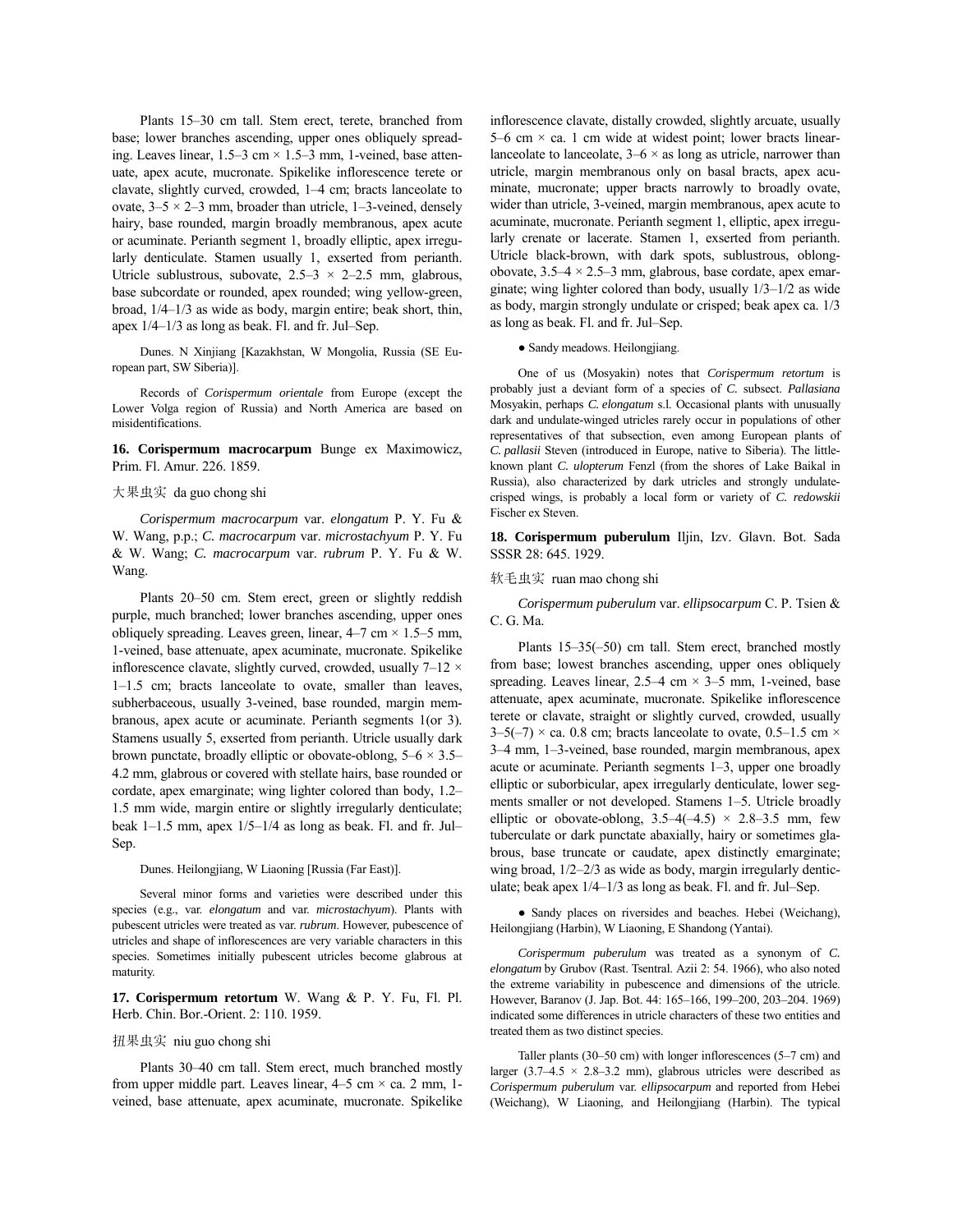Plants 15–30 cm tall. Stem erect, terete, branched from base; lower branches ascending, upper ones obliquely spreading. Leaves linear, 1.5–3 cm × 1.5–3 mm, 1-veined, base attenuate, apex acute, mucronate. Spikelike inflorescence terete or clavate, slightly curved, crowded, 1–4 cm; bracts lanceolate to ovate, 3–5 × 2–3 mm, broader than utricle, 1–3-veined, densely hairy, base rounded, margin broadly membranous, apex acute or acuminate. Perianth segment 1, broadly elliptic, apex irregularly denticulate. Stamen usually 1, exserted from perianth. Utricle sublustrous, subovate, 2.5–3 × 2–2.5 mm, glabrous, base subcordate or rounded, apex rounded; wing yellow-green, broad, 1/4–1/3 as wide as body, margin entire; beak short, thin, apex 1/4–1/3 as long as beak. Fl. and fr. Jul–Sep.

Dunes. N Xinjiang [Kazakhstan, W Mongolia, Russia (SE European part, SW Siberia)].

Records of *Corispermum orientale* from Europe (except the Lower Volga region of Russia) and North America are based on misidentifications.

**16. Corispermum macrocarpum** Bunge ex Maximowicz, Prim. Fl. Amur. 226. 1859.

大果虫实 da guo chong shi

*Corispermum macrocarpum* var. *elongatum* P. Y. Fu & W. Wang, p.p.; *C. macrocarpum* var. *microstachyum* P. Y. Fu & W. Wang; *C. macrocarpum* var. *rubrum* P. Y. Fu & W. Wang.

Plants 20–50 cm. Stem erect, green or slightly reddish purple, much branched; lower branches ascending, upper ones obliquely spreading. Leaves green, linear, 4–7 cm × 1.5–5 mm, 1-veined, base attenuate, apex acuminate, mucronate. Spikelike inflorescence clavate, slightly curved, crowded, usually 7–12 × 1–1.5 cm; bracts lanceolate to ovate, smaller than leaves, subherbaceous, usually 3-veined, base rounded, margin membranous, apex acute or acuminate. Perianth segments 1(or 3). Stamens usually 5, exserted from perianth. Utricle usually dark brown punctate, broadly elliptic or obovate-oblong, 5–6 × 3.5–4.2 mm, glabrous or covered with stellate hairs, base rounded or cordate, apex emarginate; wing lighter colored than body, 1.2–1.5 mm wide, margin entire or slightly irregularly denticulate; beak 1–1.5 mm, apex 1/5–1/4 as long as beak. Fl. and fr. Jul–Sep.

Dunes. Heilongjiang, W Liaoning [Russia (Far East)].

Several minor forms and varieties were described under this species (e.g., var. *elongatum* and var. *microstachyum*). Plants with pubescent utricles were treated as var. *rubrum*. However, pubescence of utricles and shape of inflorescences are very variable characters in this species. Sometimes initially pubescent utricles become glabrous at maturity.

**17. Corispermum retortum** W. Wang & P. Y. Fu, Fl. Pl. Herb. Chin. Bor.-Orient. 2: 110. 1959.

扭果虫实 niu guo chong shi

Plants 30–40 cm tall. Stem erect, much branched mostly from upper middle part. Leaves linear, 4–5 cm × ca. 2 mm, 1-veined, base attenuate, apex acuminate, mucronate. Spikelike inflorescence clavate, distally crowded, slightly arcuate, usually 5–6 cm × ca. 1 cm wide at widest point; lower bracts linear-lanceolate to lanceolate, 3–6 × as long as utricle, narrower than utricle, margin membranous only on basal bracts, apex acuminate, mucronate; upper bracts narrowly to broadly ovate, wider than utricle, 3-veined, margin membranous, apex acute to acuminate, mucronate. Perianth segment 1, elliptic, apex irregularly crenate or lacerate. Stamen 1, exserted from perianth. Utricle black-brown, with dark spots, sublustrous, oblong-obovate, 3.5–4 × 2.5–3 mm, glabrous, base cordate, apex emarginate; wing lighter colored than body, usually 1/3–1/2 as wide as body, margin strongly undulate or crisped; beak apex ca. 1/3 as long as beak. Fl. and fr. Jul–Sep.

● Sandy meadows. Heilongjiang.

One of us (Mosyakin) notes that *Corispermum retortum* is probably just a deviant form of a species of *C.* subsect. *Pallasiana* Mosyakin, perhaps *C. elongatum* s.l. Occasional plants with unusually dark and undulate-winged utricles rarely occur in populations of other representatives of that subsection, even among European plants of *C. pallasii* Steven (introduced in Europe, native to Siberia). The little-known plant *C. ulopterum* Fenzl (from the shores of Lake Baikal in Russia), also characterized by dark utricles and strongly undulate-crisped wings, is probably a local form or variety of *C. redowskii* Fischer ex Steven.

**18. Corispermum puberulum** Iljin, Izv. Glavn. Bot. Sada SSSR 28: 645. 1929.

软毛虫实 ruan mao chong shi

*Corispermum puberulum* var. *ellipsocarpum* C. P. Tsien & C. G. Ma.

Plants 15–35(–50) cm tall. Stem erect, branched mostly from base; lowest branches ascending, upper ones obliquely spreading. Leaves linear, 2.5–4 cm × 3–5 mm, 1-veined, base attenuate, apex acuminate, mucronate. Spikelike inflorescence terete or clavate, straight or slightly curved, crowded, usually 3–5(–7) × ca. 0.8 cm; bracts lanceolate to ovate, 0.5–1.5 cm × 3–4 mm, 1–3-veined, base rounded, margin membranous, apex acute or acuminate. Perianth segments 1–3, upper one broadly elliptic or suborbicular, apex irregularly denticulate, lower segments smaller or not developed. Stamens 1–5. Utricle broadly elliptic or obovate-oblong, 3.5–4(–4.5) × 2.8–3.5 mm, few tuberculate or dark punctate abaxially, hairy or sometimes glabrous, base truncate or caudate, apex distinctly emarginate; wing broad, 1/2–2/3 as wide as body, margin irregularly denticulate; beak apex 1/4–1/3 as long as beak. Fl. and fr. Jul–Sep.

● Sandy places on riversides and beaches. Hebei (Weichang), Heilongjiang (Harbin), W Liaoning, E Shandong (Yantai).

*Corispermum puberulum* was treated as a synonym of *C. elongatum* by Grubov (Rast. Tsentral. Azii 2: 54. 1966), who also noted the extreme variability in pubescence and dimensions of the utricle. However, Baranov (J. Jap. Bot. 44: 165–166, 199–200, 203–204. 1969) indicated some differences in utricle characters of these two entities and treated them as two distinct species.

Taller plants (30–50 cm) with longer inflorescences (5–7 cm) and larger (3.7–4.5 × 2.8–3.2 mm), glabrous utricles were described as *Corispermum puberulum* var. *ellipsocarpum* and reported from Hebei (Weichang), W Liaoning, and Heilongjiang (Harbin). The typical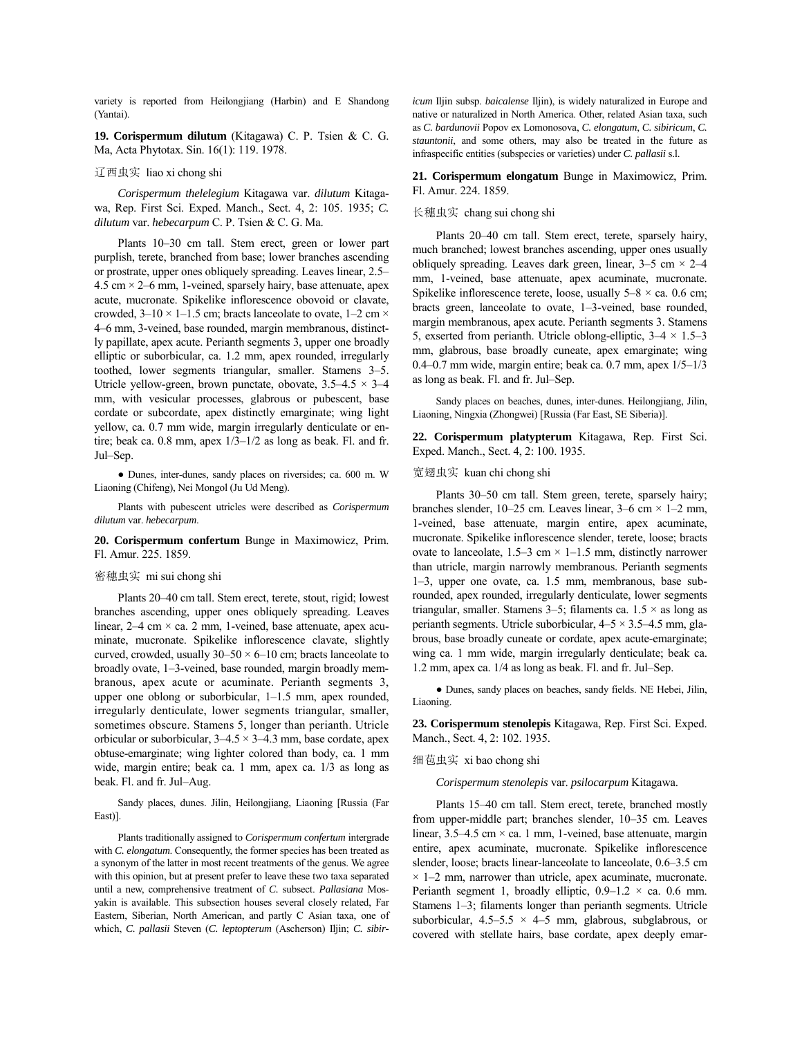variety is reported from Heilongjiang (Harbin) and E Shandong (Yantai).

**19. Corispermum dilutum** (Kitagawa) C. P. Tsien & C. G. Ma, Acta Phytotax. Sin. 16(1): 119. 1978.

辽西虫实 liao xi chong shi

*Corispermum thelelegium* Kitagawa var. *dilutum* Kitagawa, Rep. First Sci. Exped. Manch., Sect. 4, 2: 105. 1935; *C. dilutum* var. *hebecarpum* C. P. Tsien & C. G. Ma.

Plants 10–30 cm tall. Stem erect, green or lower part purplish, terete, branched from base; lower branches ascending or prostrate, upper ones obliquely spreading. Leaves linear, 2.5–4.5 cm × 2–6 mm, 1-veined, sparsely hairy, base attenuate, apex acute, mucronate. Spikelike inflorescence obovoid or clavate, crowded, 3–10 × 1–1.5 cm; bracts lanceolate to ovate, 1–2 cm × 4–6 mm, 3-veined, base rounded, margin membranous, distinctly papillate, apex acute. Perianth segments 3, upper one broadly elliptic or suborbicular, ca. 1.2 mm, apex rounded, irregularly toothed, lower segments triangular, smaller. Stamens 3–5. Utricle yellow-green, brown punctate, obovate, 3.5–4.5 × 3–4 mm, with vesicular processes, glabrous or pubescent, base cordate or subcordate, apex distinctly emarginate; wing light yellow, ca. 0.7 mm wide, margin irregularly denticulate or entire; beak ca. 0.8 mm, apex 1/3–1/2 as long as beak. Fl. and fr. Jul–Sep.

● Dunes, inter-dunes, sandy places on riversides; ca. 600 m. W Liaoning (Chifeng), Nei Mongol (Ju Ud Meng).

Plants with pubescent utricles were described as *Corispermum dilutum* var. *hebecarpum*.

**20. Corispermum confertum** Bunge in Maximowicz, Prim. Fl. Amur. 225. 1859.

密穗虫实 mi sui chong shi

Plants 20–40 cm tall. Stem erect, terete, stout, rigid; lowest branches ascending, upper ones obliquely spreading. Leaves linear, 2–4 cm × ca. 2 mm, 1-veined, base attenuate, apex acuminate, mucronate. Spikelike inflorescence clavate, slightly curved, crowded, usually 30–50 × 6–10 cm; bracts lanceolate to broadly ovate, 1–3-veined, base rounded, margin broadly membranous, apex acute or acuminate. Perianth segments 3, upper one oblong or suborbicular, 1–1.5 mm, apex rounded, irregularly denticulate, lower segments triangular, smaller, sometimes obscure. Stamens 5, longer than perianth. Utricle orbicular or suborbicular, 3–4.5 × 3–4.3 mm, base cordate, apex obtuse-emarginate; wing lighter colored than body, ca. 1 mm wide, margin entire; beak ca. 1 mm, apex ca. 1/3 as long as beak. Fl. and fr. Jul–Aug.

Sandy places, dunes. Jilin, Heilongjiang, Liaoning [Russia (Far East)].

Plants traditionally assigned to *Corispermum confertum* intergrade with *C. elongatum*. Consequently, the former species has been treated as a synonym of the latter in most recent treatments of the genus. We agree with this opinion, but at present prefer to leave these two taxa separated until a new, comprehensive treatment of *C.* subsect. *Pallasiana* Mosyakin is available. This subsection houses several closely related, Far Eastern, Siberian, North American, and partly C Asian taxa, one of which, *C. pallasii* Steven (*C. leptopterum* (Ascherson) Iljin; *C. sibiricum* Iljin subsp. *baicalense* Iljin), is widely naturalized in Europe and native or naturalized in North America. Other, related Asian taxa, such as *C. bardunovii* Popov ex Lomonosova, *C. elongatum*, *C. sibiricum*, *C. stauntonii*, and some others, may also be treated in the future as infraspecific entities (subspecies or varieties) under *C. pallasii* s.l.

**21. Corispermum elongatum** Bunge in Maximowicz, Prim. Fl. Amur. 224. 1859.

长穗虫实 chang sui chong shi

Plants 20–40 cm tall. Stem erect, terete, sparsely hairy, much branched; lowest branches ascending, upper ones usually obliquely spreading. Leaves dark green, linear, 3–5 cm × 2–4 mm, 1-veined, base attenuate, apex acuminate, mucronate. Spikelike inflorescence terete, loose, usually 5–8 × ca. 0.6 cm; bracts green, lanceolate to ovate, 1–3-veined, base rounded, margin membranous, apex acute. Perianth segments 3. Stamens 5, exserted from perianth. Utricle oblong-elliptic, 3–4 × 1.5–3 mm, glabrous, base broadly cuneate, apex emarginate; wing 0.4–0.7 mm wide, margin entire; beak ca. 0.7 mm, apex 1/5–1/3 as long as beak. Fl. and fr. Jul–Sep.

Sandy places on beaches, dunes, inter-dunes. Heilongjiang, Jilin, Liaoning, Ningxia (Zhongwei) [Russia (Far East, SE Siberia)].

**22. Corispermum platypterum** Kitagawa, Rep. First Sci. Exped. Manch., Sect. 4, 2: 100. 1935.

宽翅虫实 kuan chi chong shi

Plants 30–50 cm tall. Stem green, terete, sparsely hairy; branches slender, 10–25 cm. Leaves linear, 3–6 cm × 1–2 mm, 1-veined, base attenuate, margin entire, apex acuminate, mucronate. Spikelike inflorescence slender, terete, loose; bracts ovate to lanceolate, 1.5–3 cm × 1–1.5 mm, distinctly narrower than utricle, margin narrowly membranous. Perianth segments 1–3, upper one ovate, ca. 1.5 mm, membranous, base subrounded, apex rounded, irregularly denticulate, lower segments triangular, smaller. Stamens 3–5; filaments ca. 1.5 × as long as perianth segments. Utricle suborbicular, 4–5 × 3.5–4.5 mm, glabrous, base broadly cuneate or cordate, apex acute-emarginate; wing ca. 1 mm wide, margin irregularly denticulate; beak ca. 1.2 mm, apex ca. 1/4 as long as beak. Fl. and fr. Jul–Sep.

● Dunes, sandy places on beaches, sandy fields. NE Hebei, Jilin, Liaoning.

**23. Corispermum stenolepis** Kitagawa, Rep. First Sci. Exped. Manch., Sect. 4, 2: 102. 1935.

细苞虫实 xi bao chong shi

*Corispermum stenolepis* var. *psilocarpum* Kitagawa.

Plants 15–40 cm tall. Stem erect, terete, branched mostly from upper-middle part; branches slender, 10–35 cm. Leaves linear, 3.5–4.5 cm × ca. 1 mm, 1-veined, base attenuate, margin entire, apex acuminate, mucronate. Spikelike inflorescence slender, loose; bracts linear-lanceolate to lanceolate, 0.6–3.5 cm × 1–2 mm, narrower than utricle, apex acuminate, mucronate. Perianth segment 1, broadly elliptic, 0.9–1.2 × ca. 0.6 mm. Stamens 1–3; filaments longer than perianth segments. Utricle suborbicular, 4.5–5.5 × 4–5 mm, glabrous, subglabrous, or covered with stellate hairs, base cordate, apex deeply emar-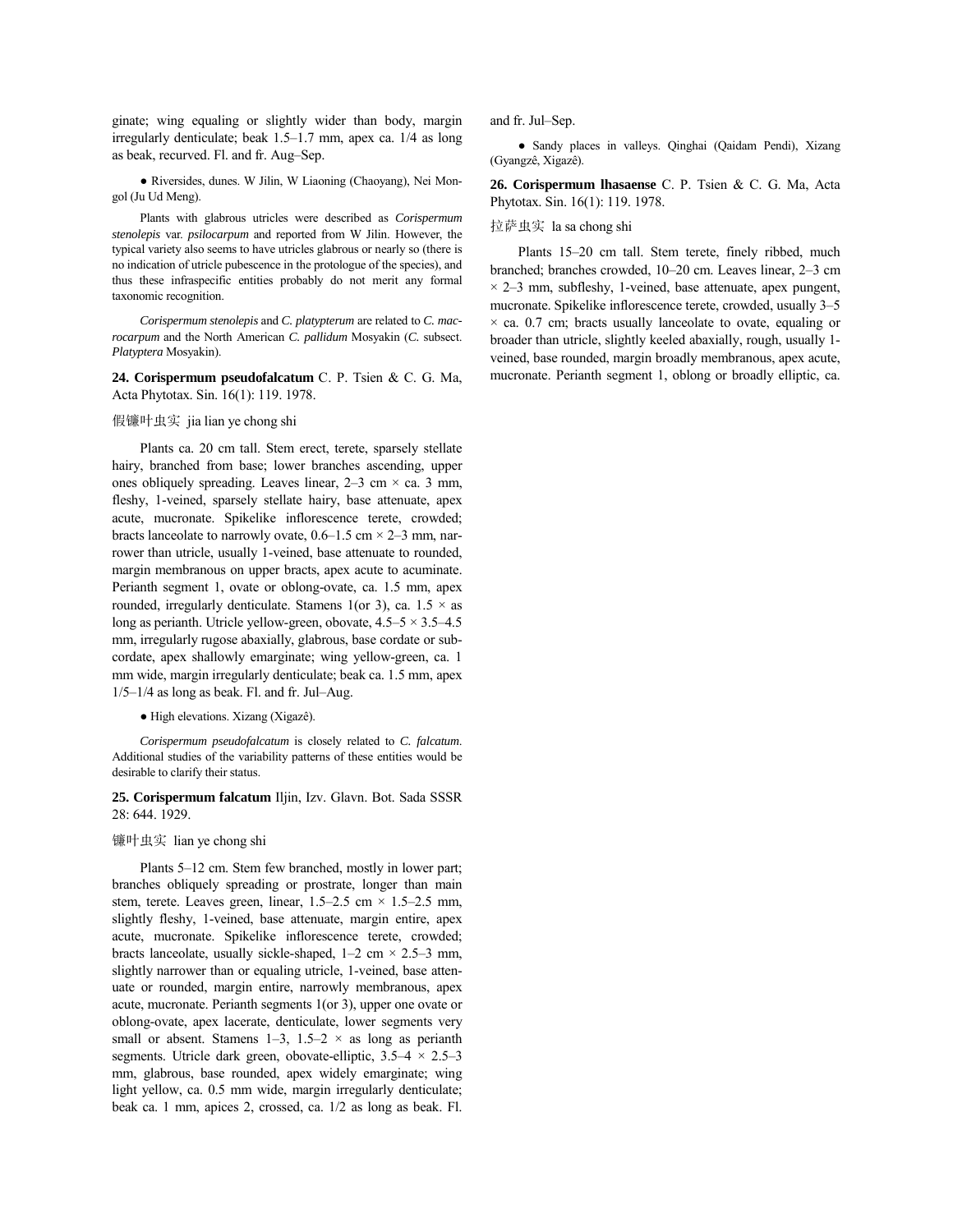ginate; wing equaling or slightly wider than body, margin irregularly denticulate; beak 1.5–1.7 mm, apex ca. 1/4 as long as beak, recurved. Fl. and fr. Aug–Sep.

● Riversides, dunes. W Jilin, W Liaoning (Chaoyang), Nei Mongol (Ju Ud Meng).

Plants with glabrous utricles were described as *Corispermum stenolepis* var. *psilocarpum* and reported from W Jilin. However, the typical variety also seems to have utricles glabrous or nearly so (there is no indication of utricle pubescence in the protologue of the species), and thus these infraspecific entities probably do not merit any formal taxonomic recognition.

*Corispermum stenolepis* and *C. platypterum* are related to *C. macrocarpum* and the North American *C. pallidum* Mosyakin (*C.* subsect. *Platyptera* Mosyakin).

**24. Corispermum pseudofalcatum** C. P. Tsien & C. G. Ma, Acta Phytotax. Sin. 16(1): 119. 1978.

假镰叶虫实 jia lian ye chong shi

Plants ca. 20 cm tall. Stem erect, terete, sparsely stellate hairy, branched from base; lower branches ascending, upper ones obliquely spreading. Leaves linear, 2–3 cm × ca. 3 mm, fleshy, 1-veined, sparsely stellate hairy, base attenuate, apex acute, mucronate. Spikelike inflorescence terete, crowded; bracts lanceolate to narrowly ovate, 0.6–1.5 cm × 2–3 mm, narrower than utricle, usually 1-veined, base attenuate to rounded, margin membranous on upper bracts, apex acute to acuminate. Perianth segment 1, ovate or oblong-ovate, ca. 1.5 mm, apex rounded, irregularly denticulate. Stamens 1(or 3), ca. 1.5 × as long as perianth. Utricle yellow-green, obovate, 4.5–5 × 3.5–4.5 mm, irregularly rugose abaxially, glabrous, base cordate or subcordate, apex shallowly emarginate; wing yellow-green, ca. 1 mm wide, margin irregularly denticulate; beak ca. 1.5 mm, apex 1/5–1/4 as long as beak. Fl. and fr. Jul–Aug.

● High elevations. Xizang (Xigazê).

*Corispermum pseudofalcatum* is closely related to *C. falcatum*. Additional studies of the variability patterns of these entities would be desirable to clarify their status.

**25. Corispermum falcatum** Iljin, Izv. Glavn. Bot. Sada SSSR 28: 644. 1929.

镰叶虫实 lian ye chong shi

Plants 5–12 cm. Stem few branched, mostly in lower part; branches obliquely spreading or prostrate, longer than main stem, terete. Leaves green, linear, 1.5–2.5 cm × 1.5–2.5 mm, slightly fleshy, 1-veined, base attenuate, margin entire, apex acute, mucronate. Spikelike inflorescence terete, crowded; bracts lanceolate, usually sickle-shaped, 1–2 cm × 2.5–3 mm, slightly narrower than or equaling utricle, 1-veined, base attenuate or rounded, margin entire, narrowly membranous, apex acute, mucronate. Perianth segments 1(or 3), upper one ovate or oblong-ovate, apex lacerate, denticulate, lower segments very small or absent. Stamens 1–3, 1.5–2 × as long as perianth segments. Utricle dark green, obovate-elliptic, 3.5–4 × 2.5–3 mm, glabrous, base rounded, apex widely emarginate; wing light yellow, ca. 0.5 mm wide, margin irregularly denticulate; beak ca. 1 mm, apices 2, crossed, ca. 1/2 as long as beak. Fl. and fr. Jul–Sep.

● Sandy places in valleys. Qinghai (Qaidam Pendi), Xizang (Gyangzê, Xigazê).

**26. Corispermum lhasaense** C. P. Tsien & C. G. Ma, Acta Phytotax. Sin. 16(1): 119. 1978.

拉萨虫实 la sa chong shi

Plants 15–20 cm tall. Stem terete, finely ribbed, much branched; branches crowded, 10–20 cm. Leaves linear, 2–3 cm × 2–3 mm, subfleshy, 1-veined, base attenuate, apex pungent, mucronate. Spikelike inflorescence terete, crowded, usually 3–5 × ca. 0.7 cm; bracts usually lanceolate to ovate, equaling or broader than utricle, slightly keeled abaxially, rough, usually 1-veined, base rounded, margin broadly membranous, apex acute, mucronate. Perianth segment 1, oblong or broadly elliptic, ca.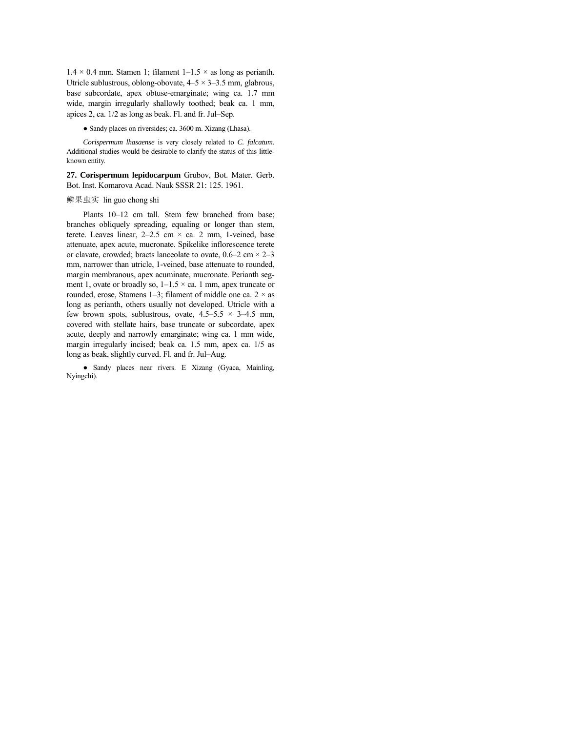1.4 × 0.4 mm. Stamen 1; filament 1–1.5 × as long as perianth. Utricle sublustrous, oblong-obovate, 4–5 × 3–3.5 mm, glabrous, base subcordate, apex obtuse-emarginate; wing ca. 1.7 mm wide, margin irregularly shallowly toothed; beak ca. 1 mm, apices 2, ca. 1/2 as long as beak. Fl. and fr. Jul–Sep.

● Sandy places on riversides; ca. 3600 m. Xizang (Lhasa).

*Corispermum lhasaense* is very closely related to *C. falcatum*. Additional studies would be desirable to clarify the status of this little-known entity.

**27. Corispermum lepidocarpum** Grubov, Bot. Mater. Gerb. Bot. Inst. Komarova Acad. Nauk SSSR 21: 125. 1961.

鳞果虫实 lin guo chong shi

Plants 10–12 cm tall. Stem few branched from base; branches obliquely spreading, equaling or longer than stem, terete. Leaves linear, 2–2.5 cm × ca. 2 mm, 1-veined, base attenuate, apex acute, mucronate. Spikelike inflorescence terete or clavate, crowded; bracts lanceolate to ovate, 0.6–2 cm × 2–3 mm, narrower than utricle, 1-veined, base attenuate to rounded, margin membranous, apex acuminate, mucronate. Perianth segment 1, ovate or broadly so, 1–1.5 × ca. 1 mm, apex truncate or rounded, erose, Stamens 1–3; filament of middle one ca. 2 × as long as perianth, others usually not developed. Utricle with a few brown spots, sublustrous, ovate, 4.5–5.5 × 3–4.5 mm, covered with stellate hairs, base truncate or subcordate, apex acute, deeply and narrowly emarginate; wing ca. 1 mm wide, margin irregularly incised; beak ca. 1.5 mm, apex ca. 1/5 as long as beak, slightly curved. Fl. and fr. Jul–Aug.

● Sandy places near rivers. E Xizang (Gyaca, Mainling, Nyingchi).